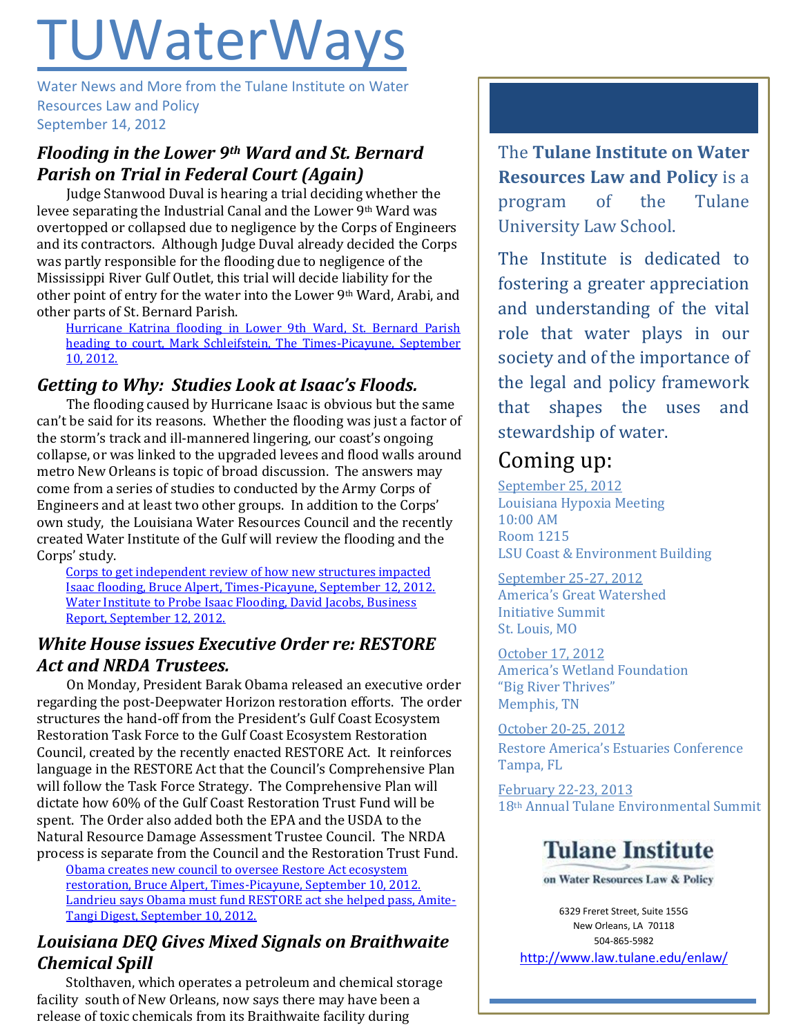# TUWaterWays

Water News and More from the Tulane Institute on Water Resources Law and Policy
September 14, 2012

## *Flooding in the Lower 9th Ward and St. Bernard Parish on Trial in Federal Court (Again)*

Judge Stanwood Duval is hearing a trial deciding whether the levee separating the Industrial Canal and the Lower 9th Ward was overtopped or collapsed due to negligence by the Corps of Engineers and its contractors. Although Judge Duval already decided the Corps was partly responsible for the flooding due to negligence of the Mississippi River Gulf Outlet, this trial will decide liability for the other point of entry for the water into the Lower 9th Ward, Arabi, and other parts of St. Bernard Parish.

Hurricane Katrina flooding in Lower 9th Ward, St. Bernard Parish heading to court, Mark Schleifstein, The Times-Picayune, September 10, 2012.

## *Getting to Why: Studies Look at Isaac's Floods.*

The flooding caused by Hurricane Isaac is obvious but the same can't be said for its reasons. Whether the flooding was just a factor of the storm's track and ill-mannered lingering, our coast's ongoing collapse, or was linked to the upgraded levees and flood walls around metro New Orleans is topic of broad discussion. The answers may come from a series of studies to conducted by the Army Corps of Engineers and at least two other groups. In addition to the Corps' own study, the Louisiana Water Resources Council and the recently created Water Institute of the Gulf will review the flooding and the Corps' study.

Corps to get independent review of how new structures impacted Isaac flooding, Bruce Alpert, Times-Picayune, September 12, 2012.
Water Institute to Probe Isaac Flooding, David Jacobs, Business Report, September 12, 2012.

## *White House issues Executive Order re: RESTORE Act and NRDA Trustees.*

On Monday, President Barak Obama released an executive order regarding the post-Deepwater Horizon restoration efforts. The order structures the hand-off from the President's Gulf Coast Ecosystem Restoration Task Force to the Gulf Coast Ecosystem Restoration Council, created by the recently enacted RESTORE Act. It reinforces language in the RESTORE Act that the Council's Comprehensive Plan will follow the Task Force Strategy. The Comprehensive Plan will dictate how 60% of the Gulf Coast Restoration Trust Fund will be spent. The Order also added both the EPA and the USDA to the Natural Resource Damage Assessment Trustee Council. The NRDA process is separate from the Council and the Restoration Trust Fund.

Obama creates new council to oversee Restore Act ecosystem restoration, Bruce Alpert, Times-Picayune, September 10, 2012.
Landrieu says Obama must fund RESTORE act she helped pass, Amite-Tangi Digest, September 10, 2012.

## *Louisiana DEQ Gives Mixed Signals on Braithwaite Chemical Spill*

Stolthaven, which operates a petroleum and chemical storage facility south of New Orleans, now says there may have been a release of toxic chemicals from its Braithwaite facility during

---

The **Tulane Institute on Water Resources Law and Policy** is a program of the Tulane University Law School.

The Institute is dedicated to fostering a greater appreciation and understanding of the vital role that water plays in our society and of the importance of the legal and policy framework that shapes the uses and stewardship of water.

## Coming up:

September 25, 2012
Louisiana Hypoxia Meeting
10:00 AM
Room 1215
LSU Coast & Environment Building

September 25-27, 2012
America's Great Watershed Initiative Summit
St. Louis, MO

October 17, 2012
America's Wetland Foundation "Big River Thrives"
Memphis, TN

October 20-25, 2012
Restore America's Estuaries Conference
Tampa, FL

February 22-23, 2013
18th Annual Tulane Environmental Summit

**Tulane Institute on Water Resources Law & Policy**

6329 Freret Street, Suite 155G
New Orleans, LA 70118
504-865-5982
http://www.law.tulane.edu/enlaw/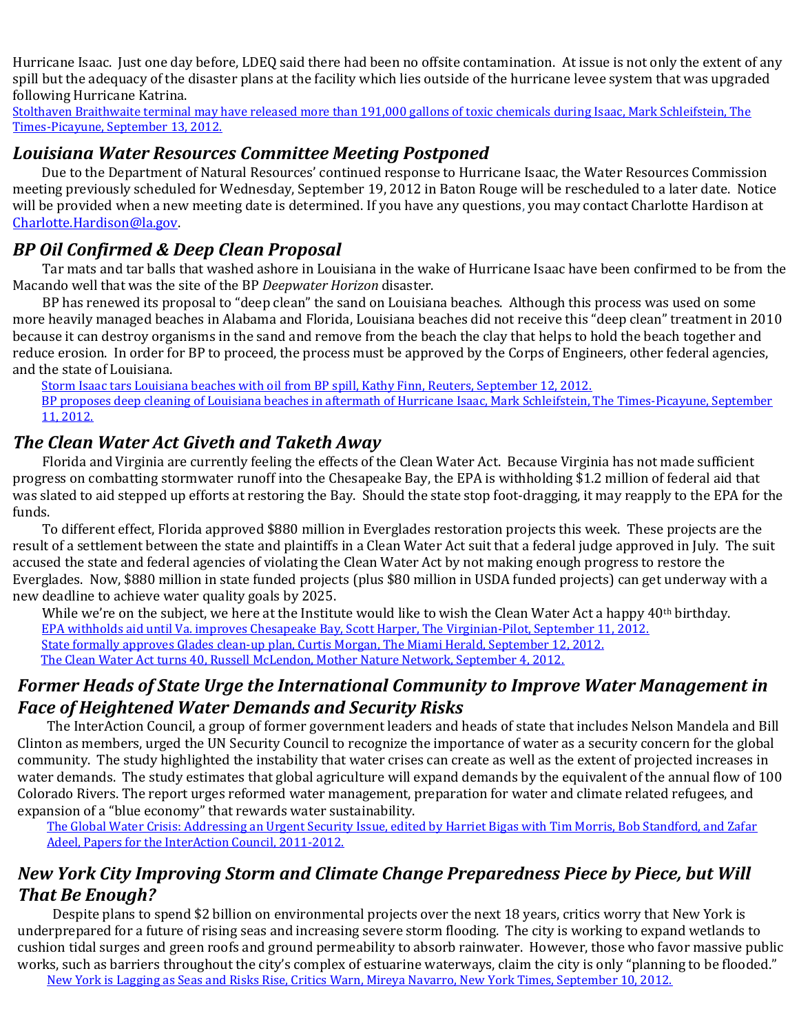Hurricane Isaac. Just one day before, LDEQ said there had been no offsite contamination. At issue is not only the extent of any spill but the adequacy of the disaster plans at the facility which lies outside of the hurricane levee system that was upgraded following Hurricane Katrina.

[Stolthaven Braithwaite terminal may have released more than 191,000 gallons of toxic chemicals during Isaac, Mark Schleifstein, The Times-Picayune, September 13, 2012.]

## *Louisiana Water Resources Committee Meeting Postponed*

Due to the Department of Natural Resources' continued response to Hurricane Isaac, the Water Resources Commission meeting previously scheduled for Wednesday, September 19, 2012 in Baton Rouge will be rescheduled to a later date. Notice will be provided when a new meeting date is determined. If you have any questions, you may contact Charlotte Hardison at Charlotte.Hardison@la.gov.

## *BP Oil Confirmed & Deep Clean Proposal*

Tar mats and tar balls that washed ashore in Louisiana in the wake of Hurricane Isaac have been confirmed to be from the Macando well that was the site of the BP *Deepwater Horizon* disaster.

BP has renewed its proposal to "deep clean" the sand on Louisiana beaches. Although this process was used on some more heavily managed beaches in Alabama and Florida, Louisiana beaches did not receive this "deep clean" treatment in 2010 because it can destroy organisms in the sand and remove from the beach the clay that helps to hold the beach together and reduce erosion. In order for BP to proceed, the process must be approved by the Corps of Engineers, other federal agencies, and the state of Louisiana.

Storm Isaac tars Louisiana beaches with oil from BP spill, Kathy Finn, Reuters, September 12, 2012.

BP proposes deep cleaning of Louisiana beaches in aftermath of Hurricane Isaac, Mark Schleifstein, The Times-Picayune, September 11, 2012.

## *The Clean Water Act Giveth and Taketh Away*

Florida and Virginia are currently feeling the effects of the Clean Water Act. Because Virginia has not made sufficient progress on combatting stormwater runoff into the Chesapeake Bay, the EPA is withholding $1.2 million of federal aid that was slated to aid stepped up efforts at restoring the Bay. Should the state stop foot-dragging, it may reapply to the EPA for the funds.

To different effect, Florida approved $880 million in Everglades restoration projects this week. These projects are the result of a settlement between the state and plaintiffs in a Clean Water Act suit that a federal judge approved in July. The suit accused the state and federal agencies of violating the Clean Water Act by not making enough progress to restore the Everglades. Now, $880 million in state funded projects (plus $80 million in USDA funded projects) can get underway with a new deadline to achieve water quality goals by 2025.

While we're on the subject, we here at the Institute would like to wish the Clean Water Act a happy 40th birthday.

EPA withholds aid until Va. improves Chesapeake Bay, Scott Harper, The Virginian-Pilot, September 11, 2012.

State formally approves Glades clean-up plan, Curtis Morgan, The Miami Herald, September 12, 2012.

The Clean Water Act turns 40, Russell McLendon, Mother Nature Network, September 4, 2012.

## *Former Heads of State Urge the International Community to Improve Water Management in Face of Heightened Water Demands and Security Risks*

The InterAction Council, a group of former government leaders and heads of state that includes Nelson Mandela and Bill Clinton as members, urged the UN Security Council to recognize the importance of water as a security concern for the global community. The study highlighted the instability that water crises can create as well as the extent of projected increases in water demands. The study estimates that global agriculture will expand demands by the equivalent of the annual flow of 100 Colorado Rivers. The report urges reformed water management, preparation for water and climate related refugees, and expansion of a "blue economy" that rewards water sustainability.

The Global Water Crisis: Addressing an Urgent Security Issue, edited by Harriet Bigas with Tim Morris, Bob Standford, and Zafar Adeel, Papers for the InterAction Council, 2011-2012.

## *New York City Improving Storm and Climate Change Preparedness Piece by Piece, but Will That Be Enough?*

Despite plans to spend $2 billion on environmental projects over the next 18 years, critics worry that New York is underprepared for a future of rising seas and increasing severe storm flooding. The city is working to expand wetlands to cushion tidal surges and green roofs and ground permeability to absorb rainwater. However, those who favor massive public works, such as barriers throughout the city's complex of estuarine waterways, claim the city is only "planning to be flooded."

New York is Lagging as Seas and Risks Rise, Critics Warn, Mireya Navarro, New York Times, September 10, 2012.